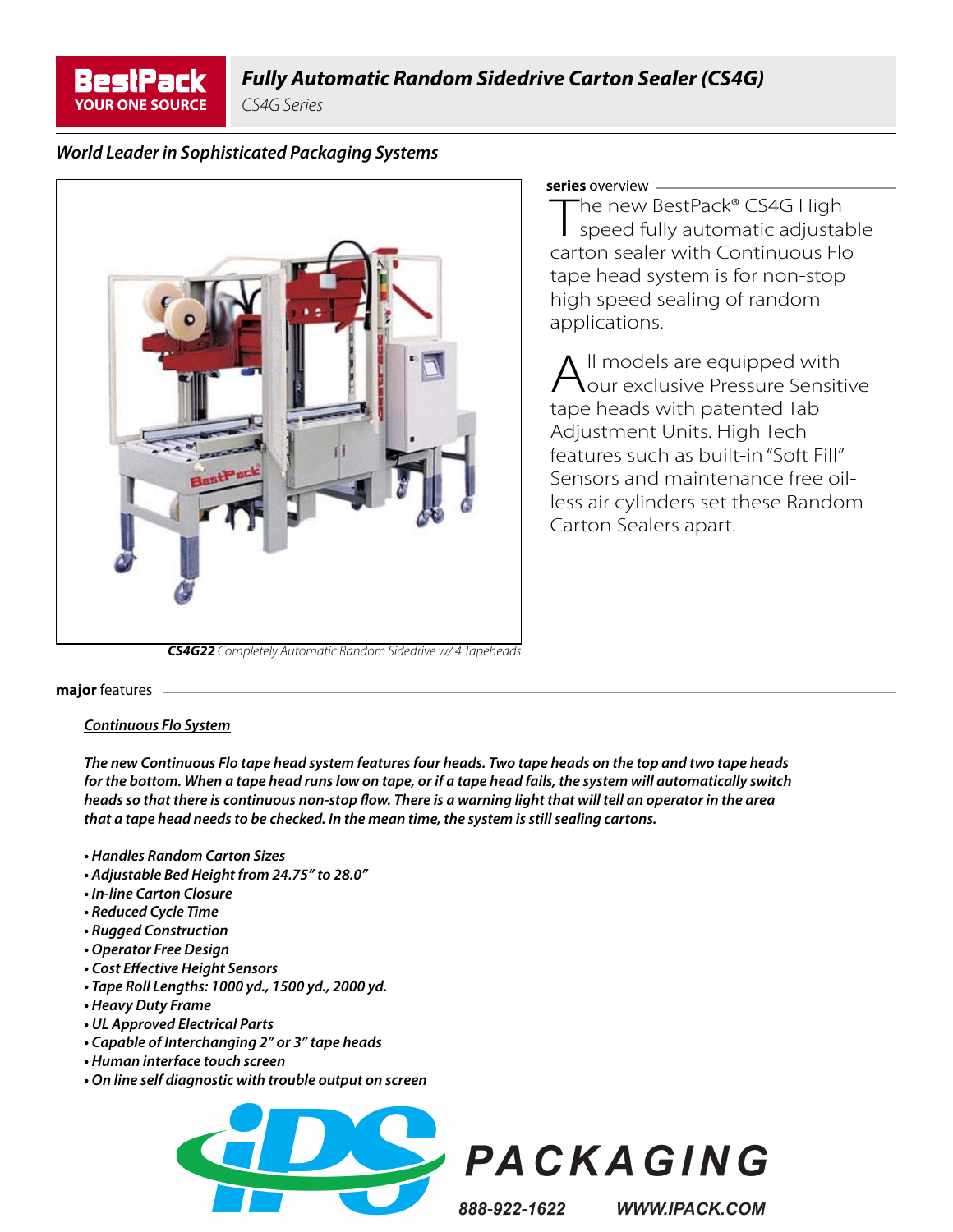**BestPack** YOUR ONE SOURCE

# *Fully Automatic Random Sidedrive Carton Sealer (CS4G)*

*CS4G Series*

## *World Leader in Sophisticated Packaging Systems*

***CS4G22*** *Completely Automatic Random Sidedrive w/ 4 Tapeheads*

**series** overview

The new BestPack® CS4G High speed fully automatic adjustable carton sealer with Continuous Flo tape head system is for non-stop high speed sealing of random applications.

All models are equipped with our exclusive Pressure Sensitive tape heads with patented Tab Adjustment Units. High Tech features such as built-in "Soft Fill" Sensors and maintenance free oil-less air cylinders set these Random Carton Sealers apart.

**major** features

***Continuous Flo System***

***The new Continuous Flo tape head system features four heads. Two tape heads on the top and two tape heads for the bottom. When a tape head runs low on tape, or if a tape head fails, the system will automatically switch heads so that there is continuous non-stop flow. There is a warning light that will tell an operator in the area that a tape head needs to be checked. In the mean time, the system is still sealing cartons.***

- ***Handles Random Carton Sizes***
- ***Adjustable Bed Height from 24.75" to 28.0"***
- ***In-line Carton Closure***
- ***Reduced Cycle Time***
- ***Rugged Construction***
- ***Operator Free Design***
- ***Cost Effective Height Sensors***
- ***Tape Roll Lengths: 1000 yd., 1500 yd., 2000 yd.***
- ***Heavy Duty Frame***
- ***UL Approved Electrical Parts***
- ***Capable of Interchanging 2" or 3" tape heads***
- ***Human interface touch screen***
- ***On line self diagnostic with trouble output on screen***

**iPS PACKAGING**

888-922-1622 WWW.IPACK.COM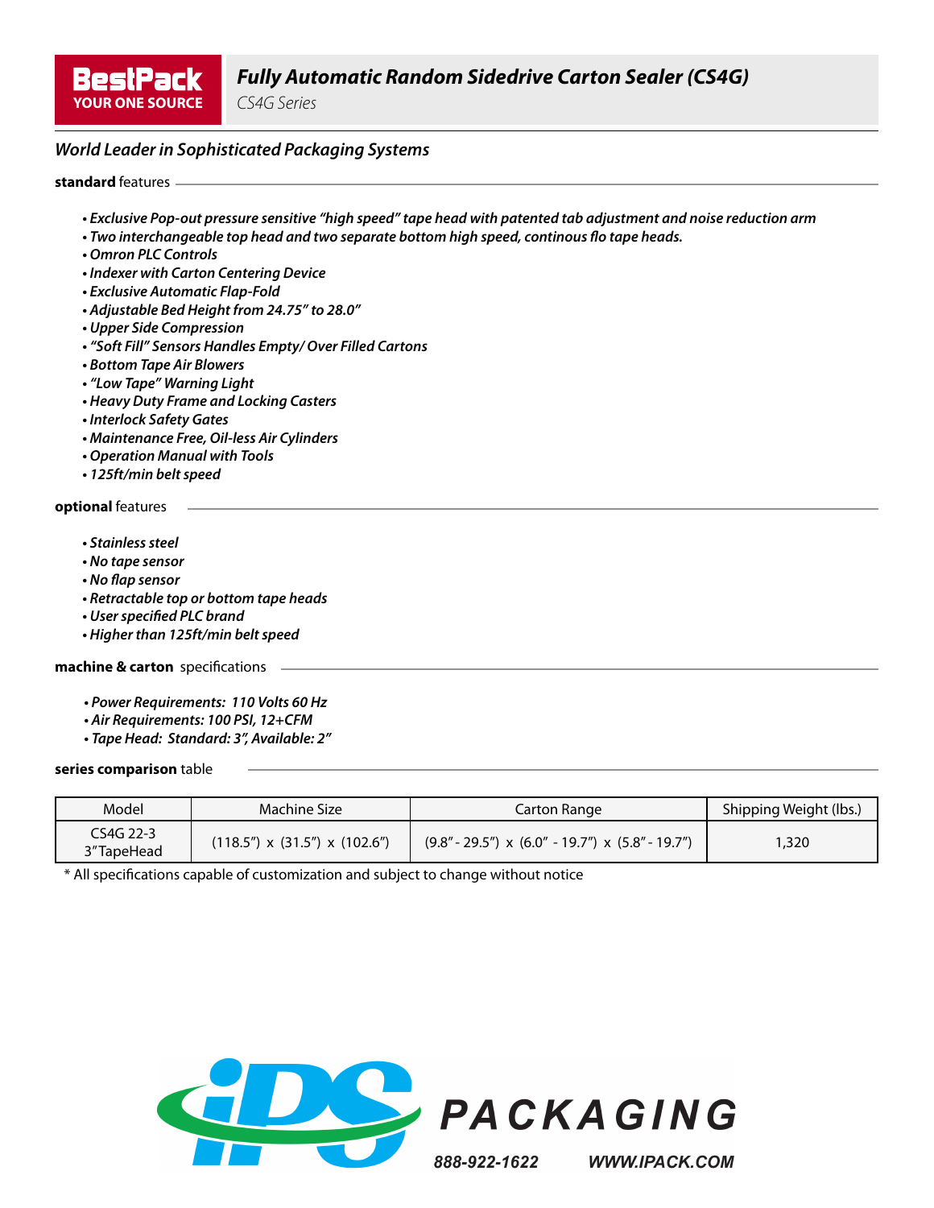**BestPack**
**YOUR ONE SOURCE**

# *Fully Automatic Random Sidedrive Carton Sealer (CS4G)*

*CS4G Series*

## *World Leader in Sophisticated Packaging Systems*

**standard** features

- ***Exclusive Pop-out pressure sensitive "high speed" tape head with patented tab adjustment and noise reduction arm***
- ***Two interchangeable top head and two separate bottom high speed, continous flo tape heads.***
- ***Omron PLC Controls***
- ***Indexer with Carton Centering Device***
- ***Exclusive Automatic Flap-Fold***
- ***Adjustable Bed Height from 24.75" to 28.0"***
- ***Upper Side Compression***
- ***"Soft Fill" Sensors Handles Empty/ Over Filled Cartons***
- ***Bottom Tape Air Blowers***
- ***"Low Tape" Warning Light***
- ***Heavy Duty Frame and Locking Casters***
- ***Interlock Safety Gates***
- ***Maintenance Free, Oil-less Air Cylinders***
- ***Operation Manual with Tools***
- ***125ft/min belt speed***

**optional** features

- ***Stainless steel***
- ***No tape sensor***
- ***No flap sensor***
- ***Retractable top or bottom tape heads***
- ***User specified PLC brand***
- ***Higher than 125ft/min belt speed***

**machine & carton** specifications

- ***Power Requirements: 110 Volts 60 Hz***
- ***Air Requirements: 100 PSI, 12+CFM***
- ***Tape Head: Standard: 3", Available: 2"***

**series comparison** table

| Model | Machine Size | Carton Range | Shipping Weight (lbs.) |
|---|---|---|---|
| CS4G 22-3 3"TapeHead | (118.5") x (31.5") x (102.6") | (9.8" - 29.5") x (6.0" - 19.7") x (5.8" - 19.7") | 1,320 |

\* All specifications capable of customization and subject to change without notice

**iPS PACKAGING**

888-922-1622 WWW.IPACK.COM